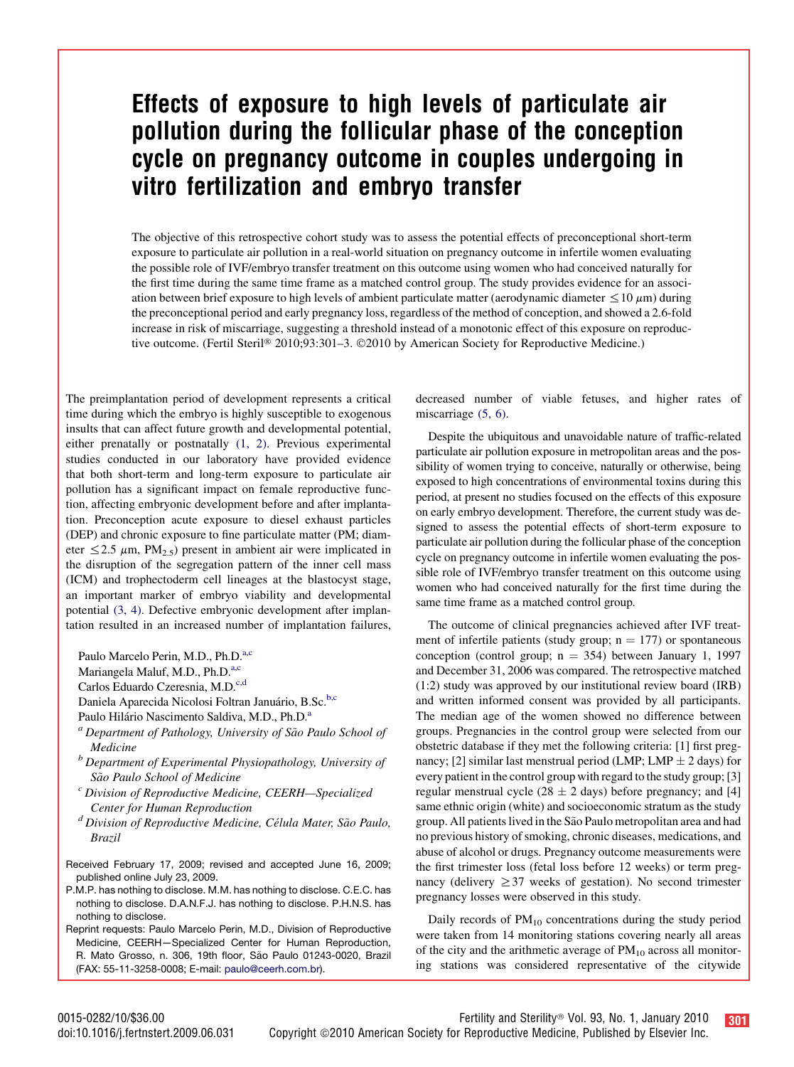# Effects of exposure to high levels of particulate air pollution during the follicular phase of the conception cycle on pregnancy outcome in couples undergoing in vitro fertilization and embryo transfer

The objective of this retrospective cohort study was to assess the potential effects of preconceptional short-term exposure to particulate air pollution in a real-world situation on pregnancy outcome in infertile women evaluating the possible role of IVF/embryo transfer treatment on this outcome using women who had conceived naturally for the first time during the same time frame as a matched control group. The study provides evidence for an association between brief exposure to high levels of ambient particulate matter (aerodynamic diameter $\leq 10\ \mu$m) during the preconceptional period and early pregnancy loss, regardless of the method of conception, and showed a 2.6-fold increase in risk of miscarriage, suggesting a threshold instead of a monotonic effect of this exposure on reproductive outcome. (Fertil Steril® 2010;93:301–3. ©2010 by American Society for Reproductive Medicine.)

The preimplantation period of development represents a critical time during which the embryo is highly susceptible to exogenous insults that can affect future growth and developmental potential, either prenatally or postnatally (1, 2). Previous experimental studies conducted in our laboratory have provided evidence that both short-term and long-term exposure to particulate air pollution has a significant impact on female reproductive function, affecting embryonic development before and after implantation. Preconception acute exposure to diesel exhaust particles (DEP) and chronic exposure to fine particulate matter (PM; diameter $\leq 2.5\ \mu$m, $PM_{2.5}$) present in ambient air were implicated in the disruption of the segregation pattern of the inner cell mass (ICM) and trophectoderm cell lineages at the blastocyst stage, an important marker of embryo viability and developmental potential (3, 4). Defective embryonic development after implantation resulted in an increased number of implantation failures, decreased number of viable fetuses, and higher rates of miscarriage (5, 6).

Despite the ubiquitous and unavoidable nature of traffic-related particulate air pollution exposure in metropolitan areas and the possibility of women trying to conceive, naturally or otherwise, being exposed to high concentrations of environmental toxins during this period, at present no studies focused on the effects of this exposure on early embryo development. Therefore, the current study was designed to assess the potential effects of short-term exposure to particulate air pollution during the follicular phase of the conception cycle on pregnancy outcome in infertile women evaluating the possible role of IVF/embryo transfer treatment on this outcome using women who had conceived naturally for the first time during the same time frame as a matched control group.

The outcome of clinical pregnancies achieved after IVF treatment of infertile patients (study group; n = 177) or spontaneous conception (control group; n = 354) between January 1, 1997 and December 31, 2006 was compared. The retrospective matched (1:2) study was approved by our institutional review board (IRB) and written informed consent was provided by all participants. The median age of the women showed no difference between groups. Pregnancies in the control group were selected from our obstetric database if they met the following criteria: [1] first pregnancy; [2] similar last menstrual period (LMP; LMP $\pm$ 2 days) for every patient in the control group with regard to the study group; [3] regular menstrual cycle (28 $\pm$ 2 days) before pregnancy; and [4] same ethnic origin (white) and socioeconomic stratum as the study group. All patients lived in the São Paulo metropolitan area and had no previous history of smoking, chronic diseases, medications, and abuse of alcohol or drugs. Pregnancy outcome measurements were the first trimester loss (fetal loss before 12 weeks) or term pregnancy (delivery $\geq$37 weeks of gestation). No second trimester pregnancy losses were observed in this study.

Daily records of $PM_{10}$ concentrations during the study period were taken from 14 monitoring stations covering nearly all areas of the city and the arithmetic average of $PM_{10}$ across all monitoring stations was considered representative of the citywide

Paulo Marcelo Perin, M.D., Ph.D.[a,c]
Mariangela Maluf, M.D., Ph.D.[a,c]
Carlos Eduardo Czeresnia, M.D.[c,d]
Daniela Aparecida Nicolosi Foltran Januário, B.Sc.[b,c]
Paulo Hilário Nascimento Saldiva, M.D., Ph.D.[a]

[a] *Department of Pathology, University of São Paulo School of Medicine*
[b] *Department of Experimental Physiopathology, University of São Paulo School of Medicine*
[c] *Division of Reproductive Medicine, CEERH—Specialized Center for Human Reproduction*
[d] *Division of Reproductive Medicine, Célula Mater, São Paulo, Brazil*

Received February 17, 2009; revised and accepted June 16, 2009; published online July 23, 2009.

P.M.P. has nothing to disclose. M.M. has nothing to disclose. C.E.C. has nothing to disclose. D.A.N.F.J. has nothing to disclose. P.H.N.S. has nothing to disclose.

Reprint requests: Paulo Marcelo Perin, M.D., Division of Reproductive Medicine, CEERH—Specialized Center for Human Reproduction, R. Mato Grosso, n. 306, 19th floor, São Paulo 01243-0020, Brazil (FAX: 55-11-3258-0008; E-mail: paulo@ceerh.com.br).

0015-0282/10/$36.00
doi:10.1016/j.fertnstert.2009.06.031
Copyright ©2010 American Society for Reproductive Medicine, Published by Elsevier Inc.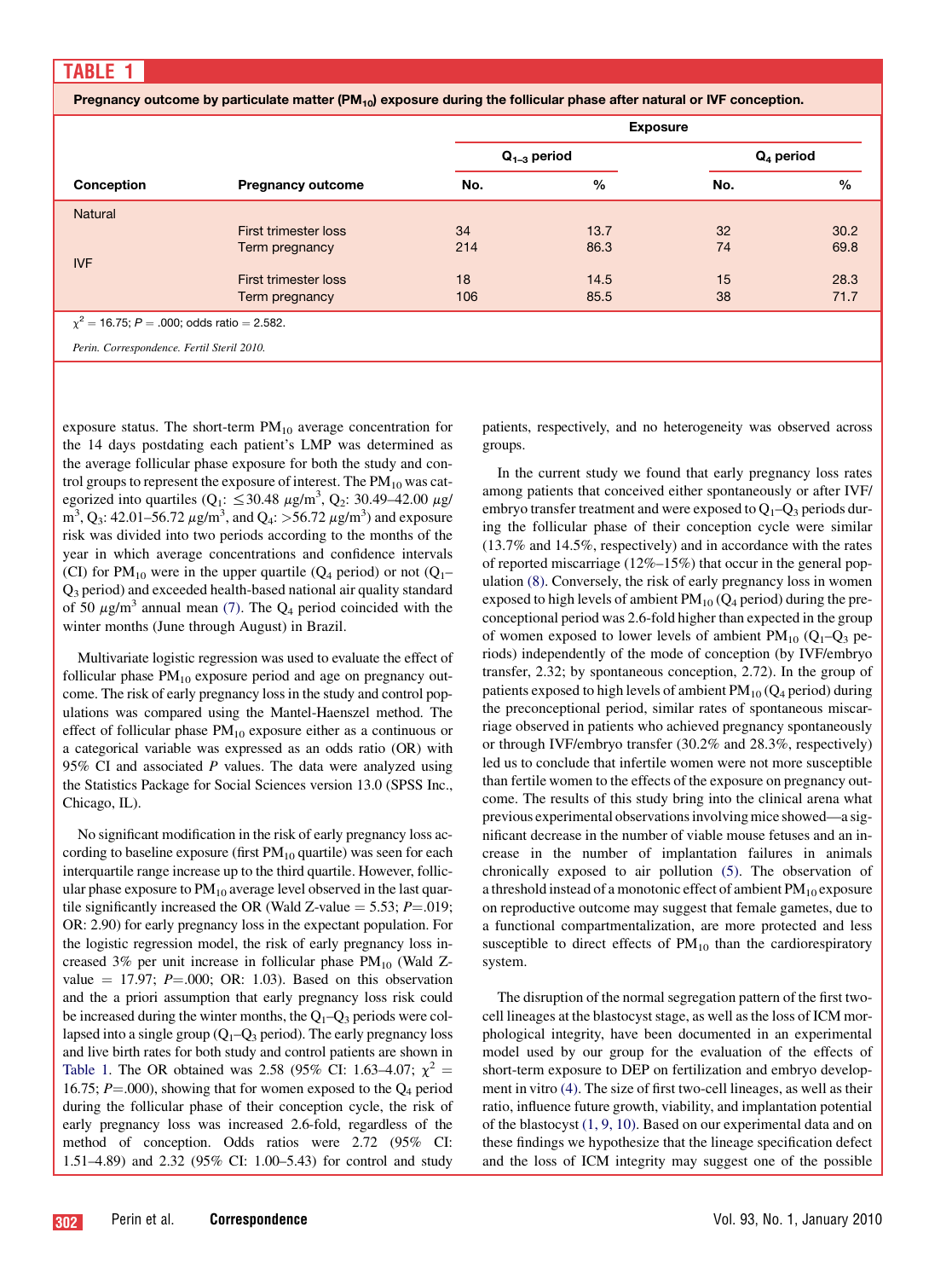**TABLE 1**

**Pregnancy outcome by particulate matter ($PM_{10}$) exposure during the follicular phase after natural or IVF conception.**

| | | Exposure | | | |
|---|---|---|---|---|---|
| | | $Q_{1–3}$ period | | $Q_4$ period | |
| **Conception** | **Pregnancy outcome** | **No.** | **%** | **No.** | **%** |
| Natural | | | | | |
| | First trimester loss | 34 | 13.7 | 32 | 30.2 |
| | Term pregnancy | 214 | 86.3 | 74 | 69.8 |
| IVF | | | | | |
| | First trimester loss | 18 | 14.5 | 15 | 28.3 |
| | Term pregnancy | 106 | 85.5 | 38 | 71.7 |

$\chi^2 = 16.75$; $P = .000$; odds ratio = 2.582.

*Perin. Correspondence. Fertil Steril 2010.*

exposure status. The short-term $PM_{10}$ average concentration for the 14 days postdating each patient's LMP was determined as the average follicular phase exposure for both the study and control groups to represent the exposure of interest. The $PM_{10}$ was categorized into quartiles ($Q_1$: $\leq 30.48\ \mu g/m^3$, $Q_2$: 30.49–42.00 $\mu g/m^3$, $Q_3$: 42.01–56.72 $\mu g/m^3$, and $Q_4$: $>56.72\ \mu g/m^3$) and exposure risk was divided into two periods according to the months of the year in which average concentrations and confidence intervals (CI) for $PM_{10}$ were in the upper quartile ($Q_4$ period) or not ($Q_1$–$Q_3$ period) and exceeded health-based national air quality standard of 50 $\mu g/m^3$ annual mean (7). The $Q_4$ period coincided with the winter months (June through August) in Brazil.

Multivariate logistic regression was used to evaluate the effect of follicular phase $PM_{10}$ exposure period and age on pregnancy outcome. The risk of early pregnancy loss in the study and control populations was compared using the Mantel-Haenszel method. The effect of follicular phase $PM_{10}$ exposure either as a continuous or a categorical variable was expressed as an odds ratio (OR) with 95% CI and associated $P$ values. The data were analyzed using the Statistics Package for Social Sciences version 13.0 (SPSS Inc., Chicago, IL).

No significant modification in the risk of early pregnancy loss according to baseline exposure (first $PM_{10}$ quartile) was seen for each interquartile range increase up to the third quartile. However, follicular phase exposure to $PM_{10}$ average level observed in the last quartile significantly increased the OR (Wald Z-value = 5.53; $P$=.019; OR: 2.90) for early pregnancy loss in the expectant population. For the logistic regression model, the risk of early pregnancy loss increased 3% per unit increase in follicular phase $PM_{10}$ (Wald Z-value = 17.97; $P$=.000; OR: 1.03). Based on this observation and the a priori assumption that early pregnancy loss risk could be increased during the winter months, the $Q_1$–$Q_3$ periods were collapsed into a single group ($Q_1$–$Q_3$ period). The early pregnancy loss and live birth rates for both study and control patients are shown in Table 1. The OR obtained was 2.58 (95% CI: 1.63–4.07; $\chi^2$ = 16.75; $P$=.000), showing that for women exposed to the $Q_4$ period during the follicular phase of their conception cycle, the risk of early pregnancy loss was increased 2.6-fold, regardless of the method of conception. Odds ratios were 2.72 (95% CI: 1.51–4.89) and 2.32 (95% CI: 1.00–5.43) for control and study patients, respectively, and no heterogeneity was observed across groups.

In the current study we found that early pregnancy loss rates among patients that conceived either spontaneously or after IVF/embryo transfer treatment and were exposed to $Q_1$–$Q_3$ periods during the follicular phase of their conception cycle were similar (13.7% and 14.5%, respectively) and in accordance with the rates of reported miscarriage (12%–15%) that occur in the general population (8). Conversely, the risk of early pregnancy loss in women exposed to high levels of ambient $PM_{10}$ ($Q_4$ period) during the preconceptional period was 2.6-fold higher than expected in the group of women exposed to lower levels of ambient $PM_{10}$ ($Q_1$–$Q_3$ periods) independently of the mode of conception (by IVF/embryo transfer, 2.32; by spontaneous conception, 2.72). In the group of patients exposed to high levels of ambient $PM_{10}$ ($Q_4$ period) during the preconceptional period, similar rates of spontaneous miscarriage observed in patients who achieved pregnancy spontaneously or through IVF/embryo transfer (30.2% and 28.3%, respectively) led us to conclude that infertile women were not more susceptible than fertile women to the effects of the exposure on pregnancy outcome. The results of this study bring into the clinical arena what previous experimental observations involving mice showed—a significant decrease in the number of viable mouse fetuses and an increase in the number of implantation failures in animals chronically exposed to air pollution (5). The observation of a threshold instead of a monotonic effect of ambient $PM_{10}$ exposure on reproductive outcome may suggest that female gametes, due to a functional compartmentalization, are more protected and less susceptible to direct effects of $PM_{10}$ than the cardiorespiratory system.

The disruption of the normal segregation pattern of the first two-cell lineages at the blastocyst stage, as well as the loss of ICM morphological integrity, have been documented in an experimental model used by our group for the evaluation of the effects of short-term exposure to DEP on fertilization and embryo development in vitro (4). The size of first two-cell lineages, as well as their ratio, influence future growth, viability, and implantation potential of the blastocyst (1, 9, 10). Based on our experimental data and on these findings we hypothesize that the lineage specification defect and the loss of ICM integrity may suggest one of the possible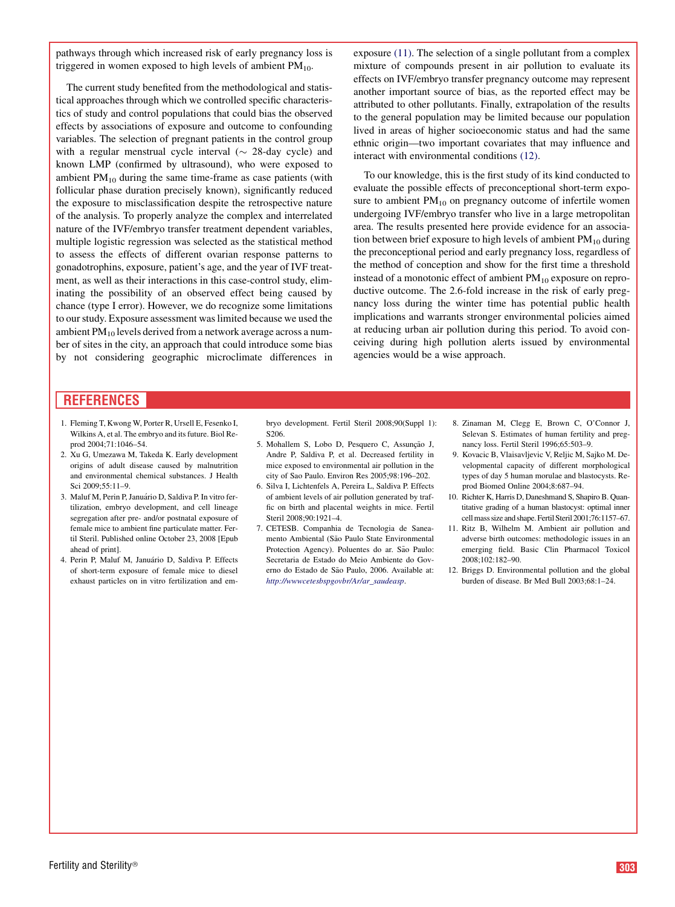pathways through which increased risk of early pregnancy loss is triggered in women exposed to high levels of ambient $PM_{10}$.

The current study benefited from the methodological and statistical approaches through which we controlled specific characteristics of study and control populations that could bias the observed effects by associations of exposure and outcome to confounding variables. The selection of pregnant patients in the control group with a regular menstrual cycle interval (~ 28-day cycle) and known LMP (confirmed by ultrasound), who were exposed to ambient $PM_{10}$ during the same time-frame as case patients (with follicular phase duration precisely known), significantly reduced the exposure to misclassification despite the retrospective nature of the analysis. To properly analyze the complex and interrelated nature of the IVF/embryo transfer treatment dependent variables, multiple logistic regression was selected as the statistical method to assess the effects of different ovarian response patterns to gonadotrophins, exposure, patient's age, and the year of IVF treatment, as well as their interactions in this case-control study, eliminating the possibility of an observed effect being caused by chance (type I error). However, we do recognize some limitations to our study. Exposure assessment was limited because we used the ambient $PM_{10}$ levels derived from a network average across a number of sites in the city, an approach that could introduce some bias by not considering geographic microclimate differences in exposure (11). The selection of a single pollutant from a complex mixture of compounds present in air pollution to evaluate its effects on IVF/embryo transfer pregnancy outcome may represent another important source of bias, as the reported effect may be attributed to other pollutants. Finally, extrapolation of the results to the general population may be limited because our population lived in areas of higher socioeconomic status and had the same ethnic origin—two important covariates that may influence and interact with environmental conditions (12).

To our knowledge, this is the first study of its kind conducted to evaluate the possible effects of preconceptional short-term exposure to ambient $PM_{10}$ on pregnancy outcome of infertile women undergoing IVF/embryo transfer who live in a large metropolitan area. The results presented here provide evidence for an association between brief exposure to high levels of ambient $PM_{10}$ during the preconceptional period and early pregnancy loss, regardless of the method of conception and show for the first time a threshold instead of a monotonic effect of ambient $PM_{10}$ exposure on reproductive outcome. The 2.6-fold increase in the risk of early pregnancy loss during the winter time has potential public health implications and warrants stronger environmental policies aimed at reducing urban air pollution during this period. To avoid conceiving during high pollution alerts issued by environmental agencies would be a wise approach.

## REFERENCES

1. Fleming T, Kwong W, Porter R, Ursell E, Fesenko I, Wilkins A, et al. The embryo and its future. Biol Reprod 2004;71:1046–54.
2. Xu G, Umezawa M, Takeda K. Early development origins of adult disease caused by malnutrition and environmental chemical substances. J Health Sci 2009;55:11–9.
3. Maluf M, Perin P, Januário D, Saldiva P. In vitro fertilization, embryo development, and cell lineage segregation after pre- and/or postnatal exposure of female mice to ambient fine particulate matter. Fertil Steril. Published online October 23, 2008 [Epub ahead of print].
4. Perin P, Maluf M, Januário D, Saldiva P. Effects of short-term exposure of female mice to diesel exhaust particles on in vitro fertilization and embryo development. Fertil Steril 2008;90(Suppl 1):S206.
5. Mohallem S, Lobo D, Pesquero C, Assunção J, Andre P, Saldiva P, et al. Decreased fertility in mice exposed to environmental air pollution in the city of Sao Paulo. Environ Res 2005;98:196–202.
6. Silva I, Lichtenfels A, Pereira L, Saldiva P. Effects of ambient levels of air pollution generated by traffic on birth and placental weights in mice. Fertil Steril 2008;90:1921–4.
7. CETESB. Companhia de Tecnologia de Saneamento Ambiental (São Paulo State Environmental Protection Agency). Poluentes do ar. São Paulo: Secretaria de Estado do Meio Ambiente do Governo do Estado de São Paulo, 2006. Available at: *http://wwwcetesbspgovbr/Ar/ar_saudeasp*.
8. Zinaman M, Clegg E, Brown C, O'Connor J, Selevan S. Estimates of human fertility and pregnancy loss. Fertil Steril 1996;65:503–9.
9. Kovacic B, Vlaisavljevic V, Reljic M, Sajko M. Developmental capacity of different morphological types of day 5 human morulae and blastocysts. Reprod Biomed Online 2004;8:687–94.
10. Richter K, Harris D, Daneshmand S, Shapiro B. Quantitative grading of a human blastocyst: optimal inner cell mass size and shape. Fertil Steril 2001;76:1157–67.
11. Ritz B, Wilhelm M. Ambient air pollution and adverse birth outcomes: methodologic issues in an emerging field. Basic Clin Pharmacol Toxicol 2008;102:182–90.
12. Briggs D. Environmental pollution and the global burden of disease. Br Med Bull 2003;68:1–24.